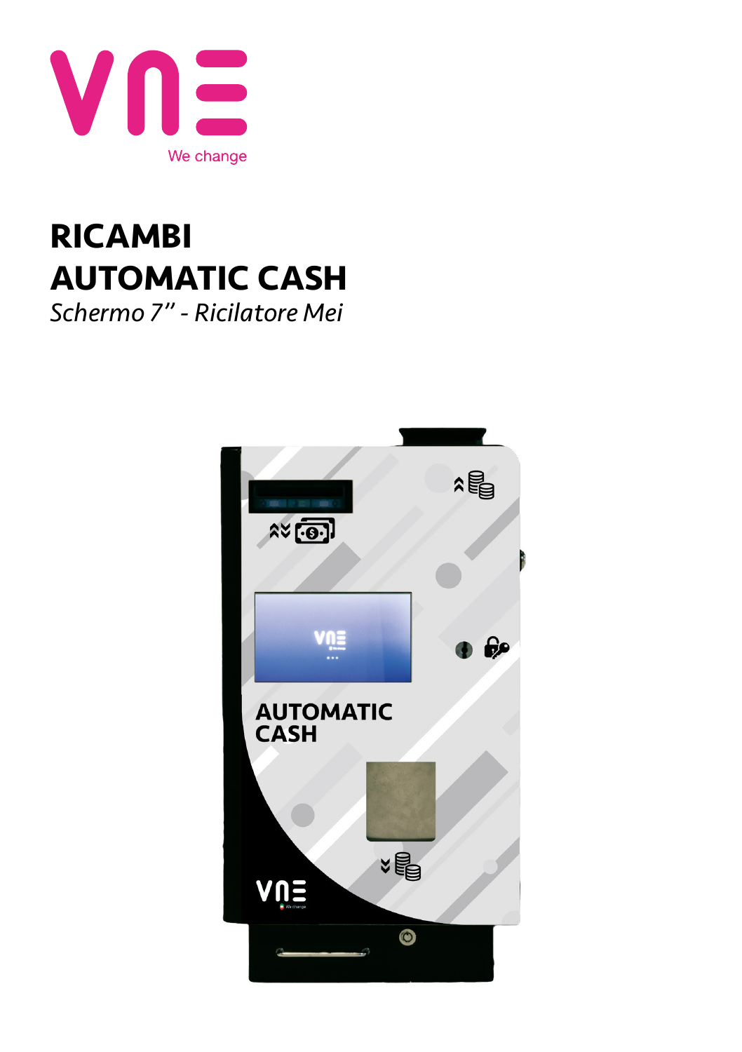VNE

We change

# RICAMBI
# AUTOMATIC CASH

*Schermo 7" - Ricilatore Mei*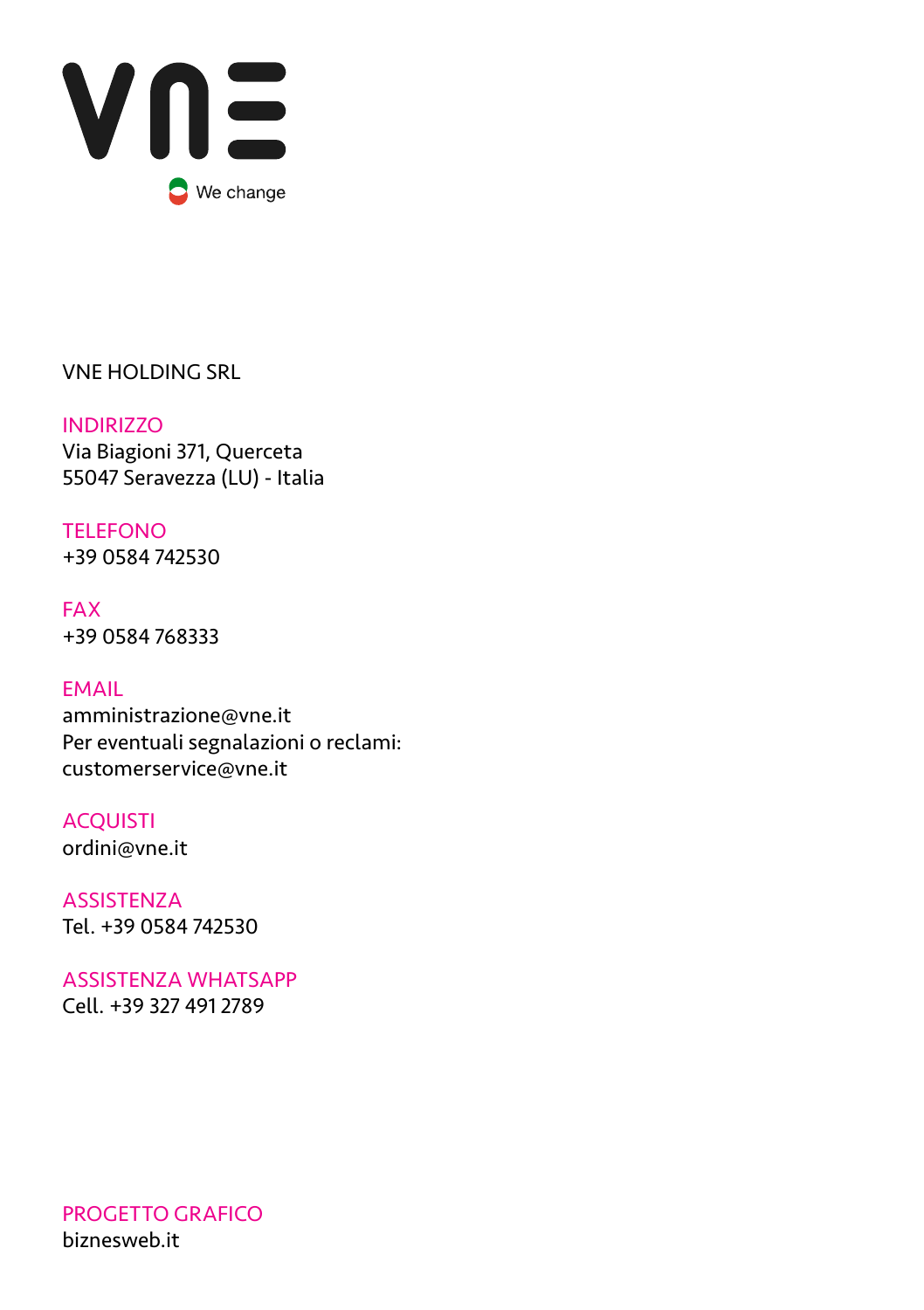VNE

We change

VNE HOLDING SRL

INDIRIZZO
Via Biagioni 371, Querceta
55047 Seravezza (LU) - Italia

TELEFONO
+39 0584 742530

FAX
+39 0584 768333

EMAIL
amministrazione@vne.it
Per eventuali segnalazioni o reclami:
customerservice@vne.it

ACQUISTI
ordini@vne.it

ASSISTENZA
Tel. +39 0584 742530

ASSISTENZA WHATSAPP
Cell. +39 327 491 2789

PROGETTO GRAFICO
biznesweb.it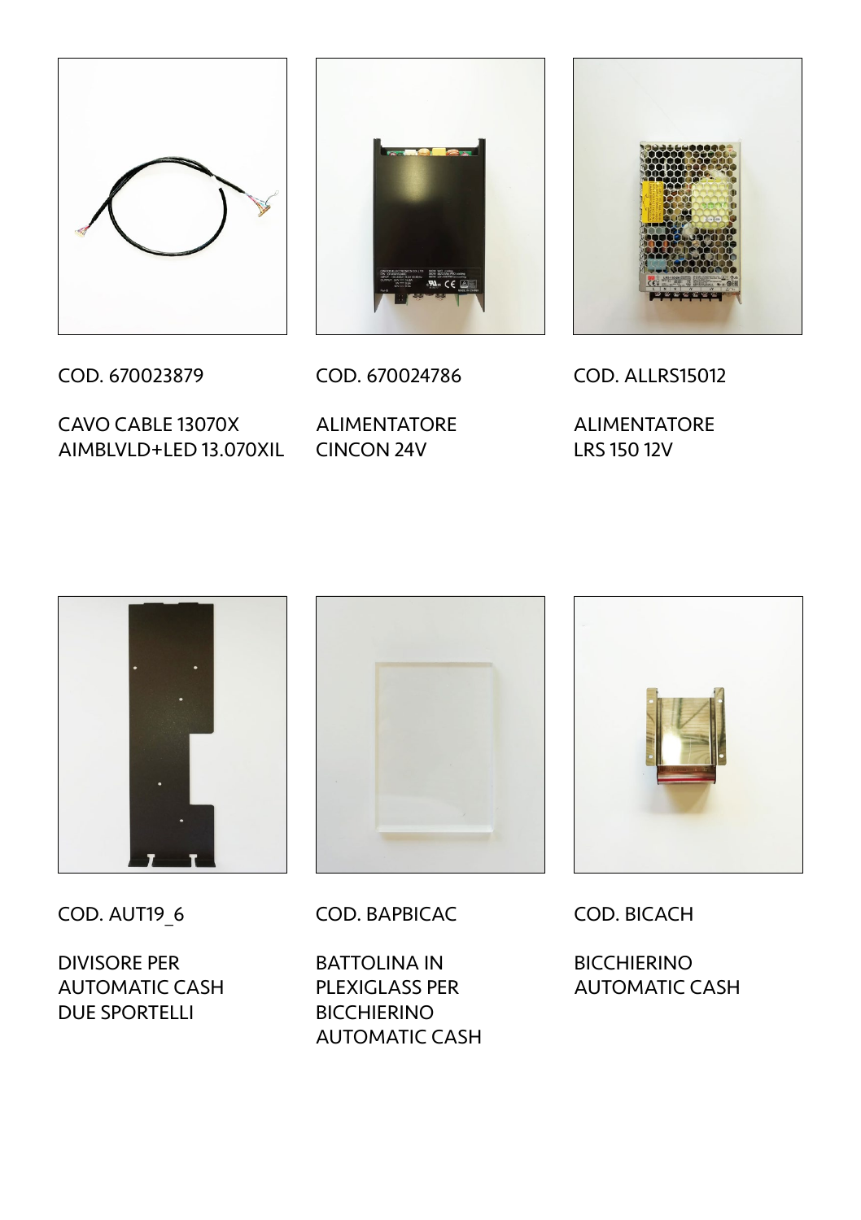COD. 670023879

CAVO CABLE 13070X AIMBLVLD+LED 13.070XIL

COD. 670024786

ALIMENTATORE CINCON 24V

COD. ALLRS15012

ALIMENTATORE LRS 150 12V

COD. AUT19_6

DIVISORE PER AUTOMATIC CASH DUE SPORTELLI

COD. BAPBICAC

BATTOLINA IN PLEXIGLASS PER BICCHIERINO AUTOMATIC CASH

COD. BICACH

BICCHIERINO AUTOMATIC CASH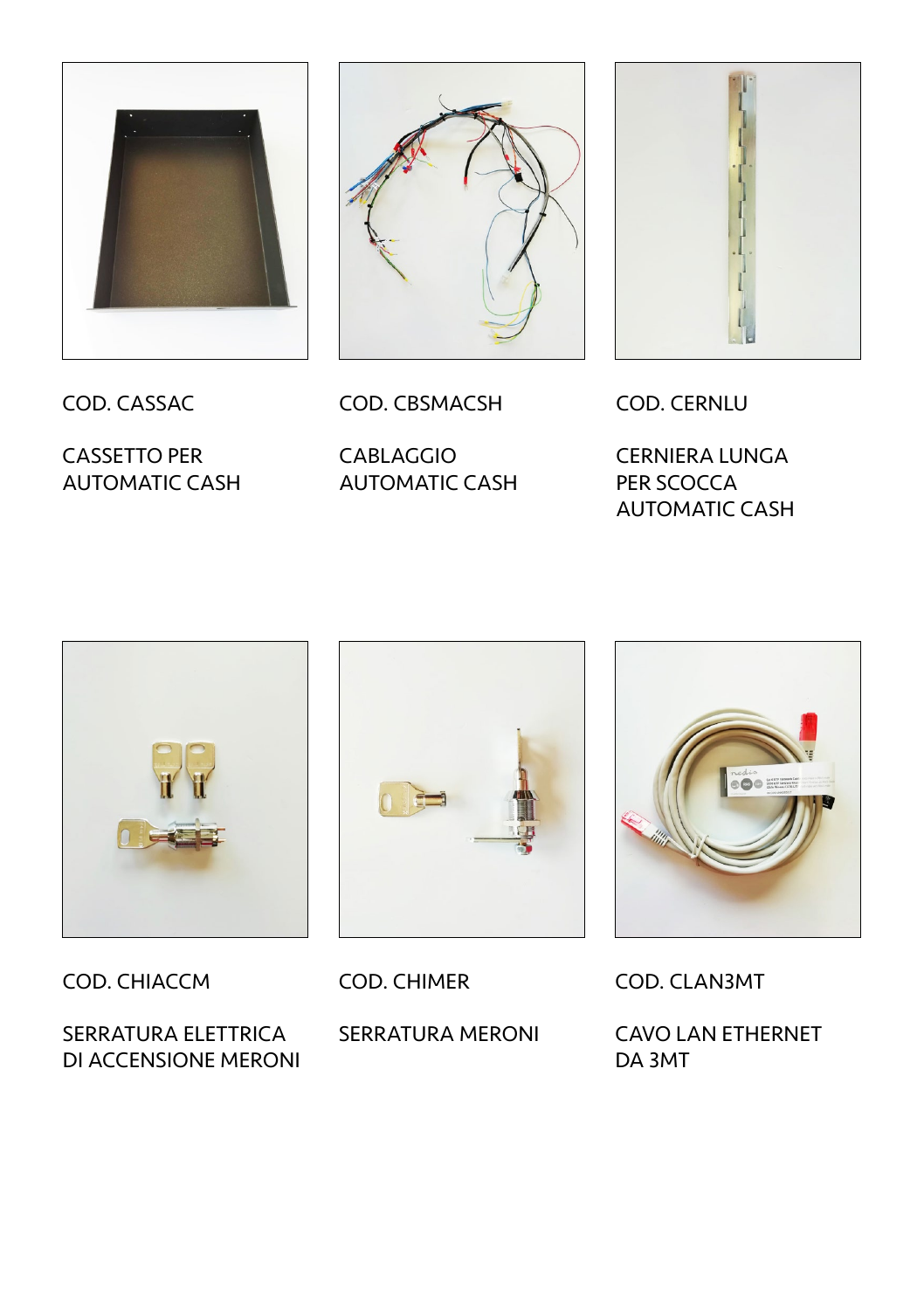COD. CASSAC

CASSETTO PER
AUTOMATIC CASH

COD. CBSMACSH

CABLAGGIO
AUTOMATIC CASH

COD. CERNLU

CERNIERA LUNGA
PER SCOCCA
AUTOMATIC CASH

COD. CHIACCM

SERRATURA ELETTRICA
DI ACCENSIONE MERONI

COD. CHIMER

SERRATURA MERONI

COD. CLAN3MT

CAVO LAN ETHERNET
DA 3MT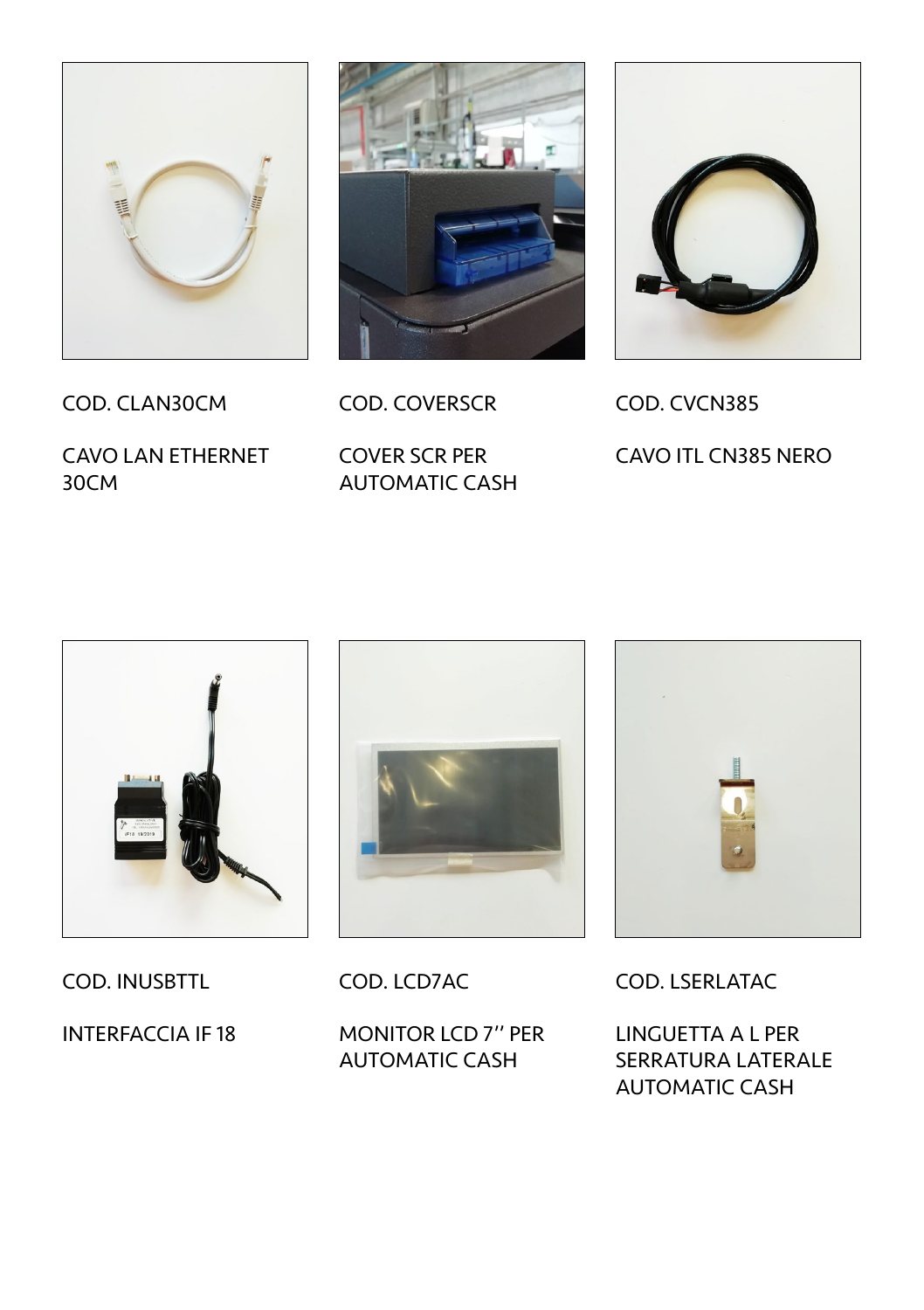COD. CLAN30CM

CAVO LAN ETHERNET 30CM

COD. COVERSCR

COVER SCR PER AUTOMATIC CASH

COD. CVCN385

CAVO ITL CN385 NERO

COD. INUSBTTL

INTERFACCIA IF 18

COD. LCD7AC

MONITOR LCD 7'' PER AUTOMATIC CASH

COD. LSERLATAC

LINGUETTA A L PER SERRATURA LATERALE AUTOMATIC CASH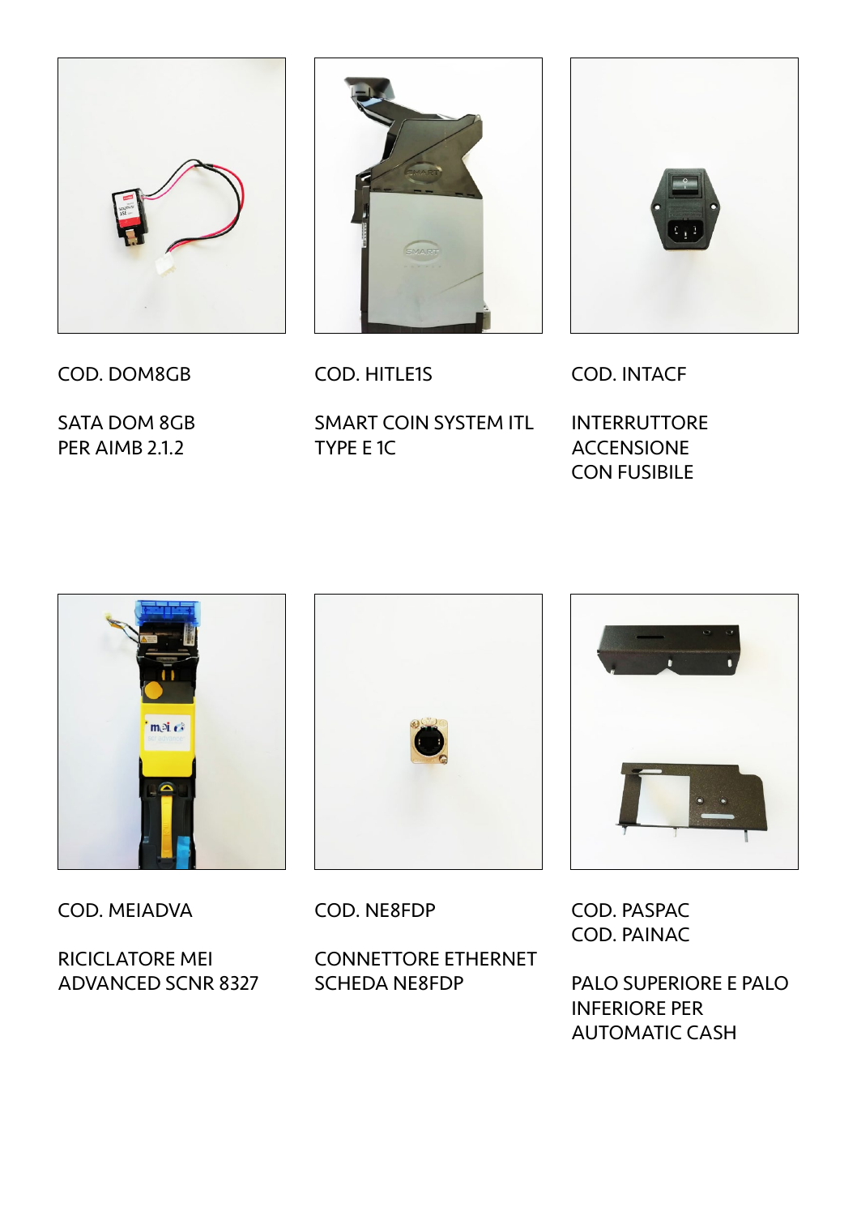COD. DOM8GB

SATA DOM 8GB
PER AIMB 2.1.2

COD. HITLE1S

SMART COIN SYSTEM ITL
TYPE E 1C

COD. INTACF

INTERRUTTORE
ACCENSIONE
CON FUSIBILE

COD. MEIADVA

RICICLATORE MEI
ADVANCED SCNR 8327

COD. NE8FDP

CONNETTORE ETHERNET
SCHEDA NE8FDP

COD. PASPAC
COD. PAINAC

PALO SUPERIORE E PALO
INFERIORE PER
AUTOMATIC CASH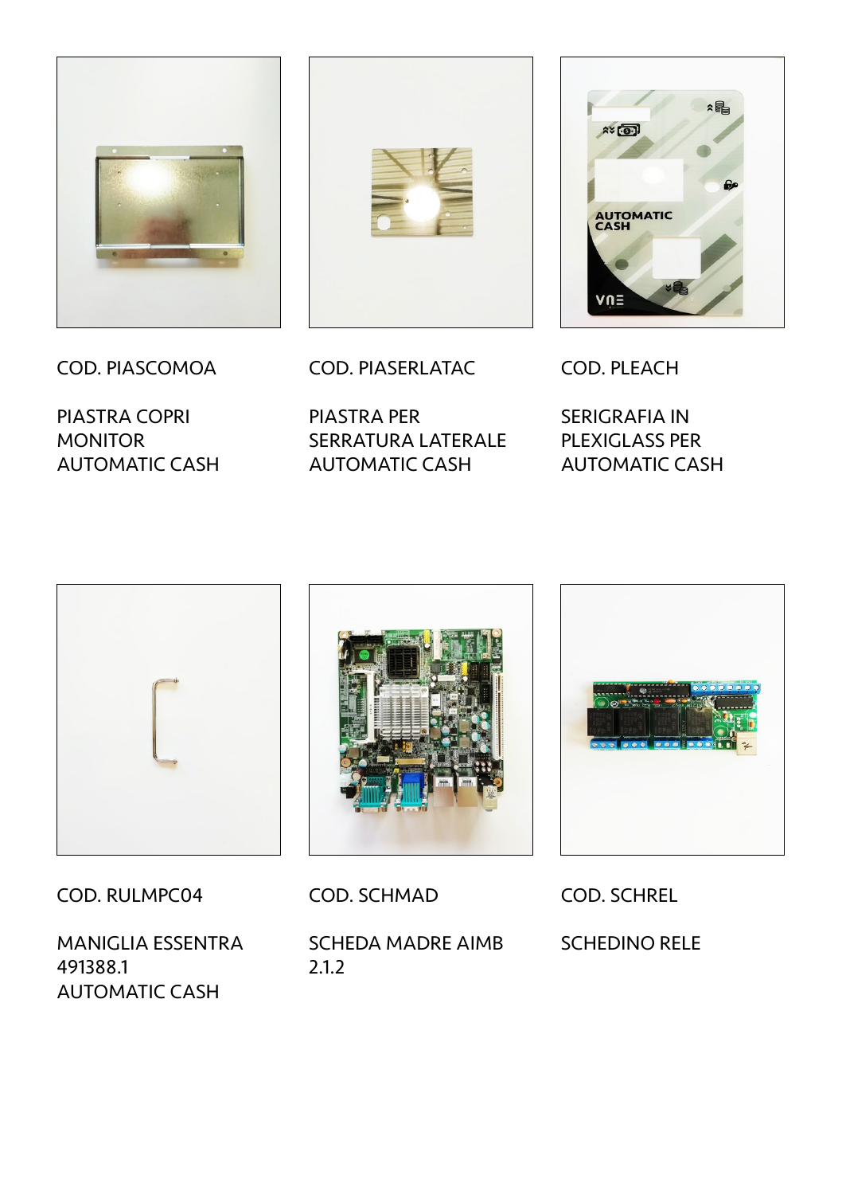COD. PIASCOMOA

PIASTRA COPRI MONITOR AUTOMATIC CASH

COD. PIASERLATAC

PIASTRA PER SERRATURA LATERALE AUTOMATIC CASH

COD. PLEACH

SERIGRAFIA IN PLEXIGLASS PER AUTOMATIC CASH

COD. RULMPC04

MANIGLIA ESSENTRA 491388.1 AUTOMATIC CASH

COD. SCHMAD

SCHEDA MADRE AIMB 2.1.2

COD. SCHREL

SCHEDINO RELE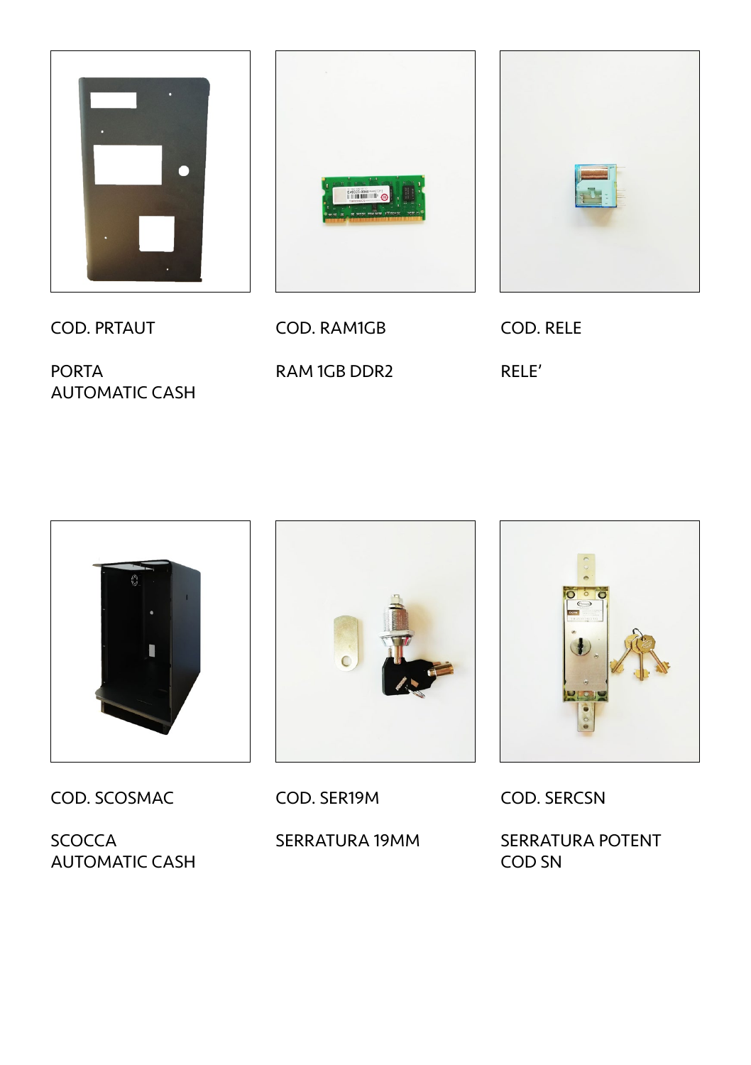COD. PRTAUT

PORTA
AUTOMATIC CASH

COD. RAM1GB

RAM 1GB DDR2

COD. RELE

RELE’

COD. SCOSMAC

SCOCCA
AUTOMATIC CASH

COD. SER19M

SERRATURA 19MM

COD. SERCSN

SERRATURA POTENT
COD SN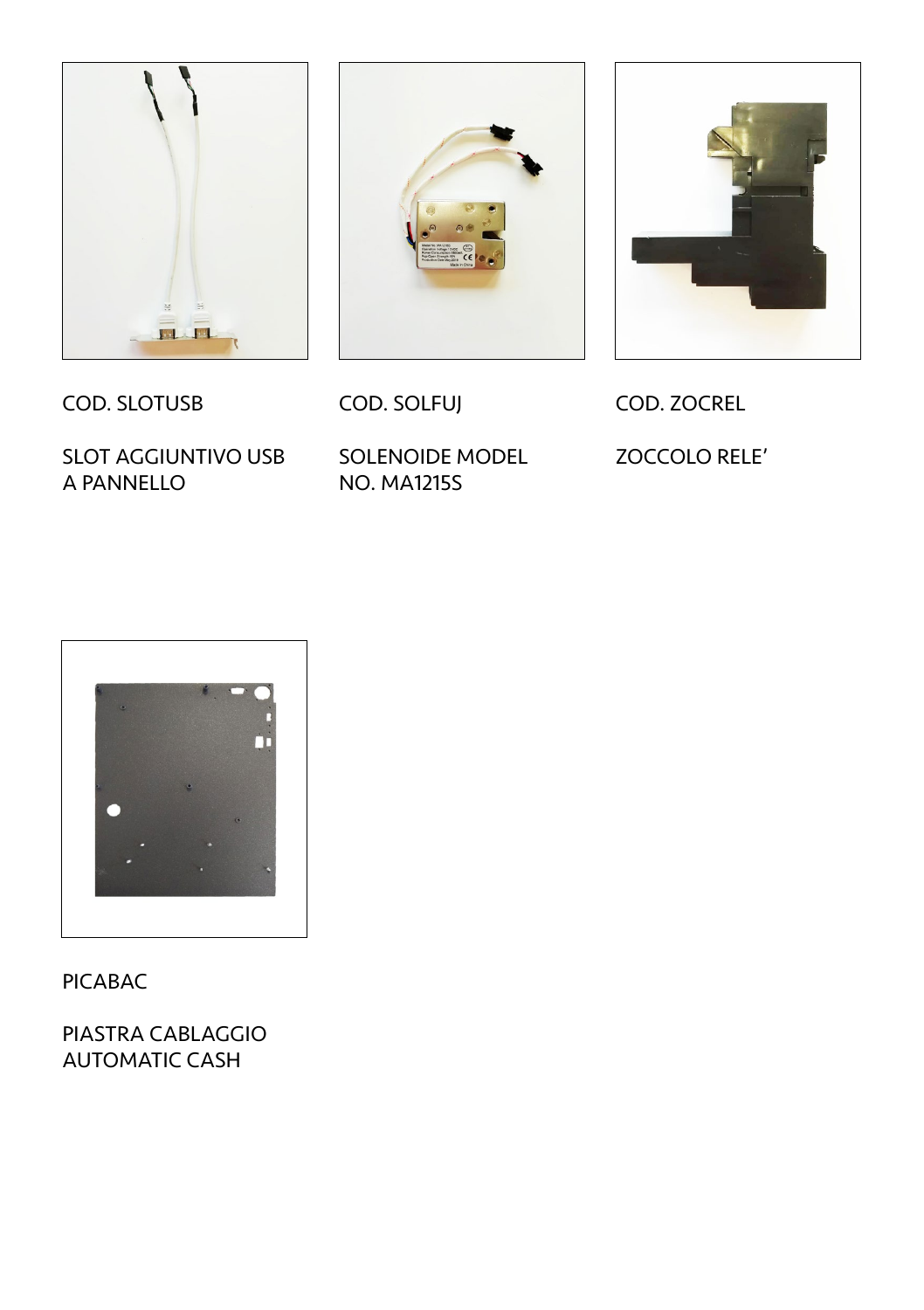COD. SLOTUSB

SLOT AGGIUNTIVO USB A PANNELLO

COD. SOLFUJ

SOLENOIDE MODEL NO. MA1215S

COD. ZOCREL

ZOCCOLO RELE'

PICABAC

PIASTRA CABLAGGIO AUTOMATIC CASH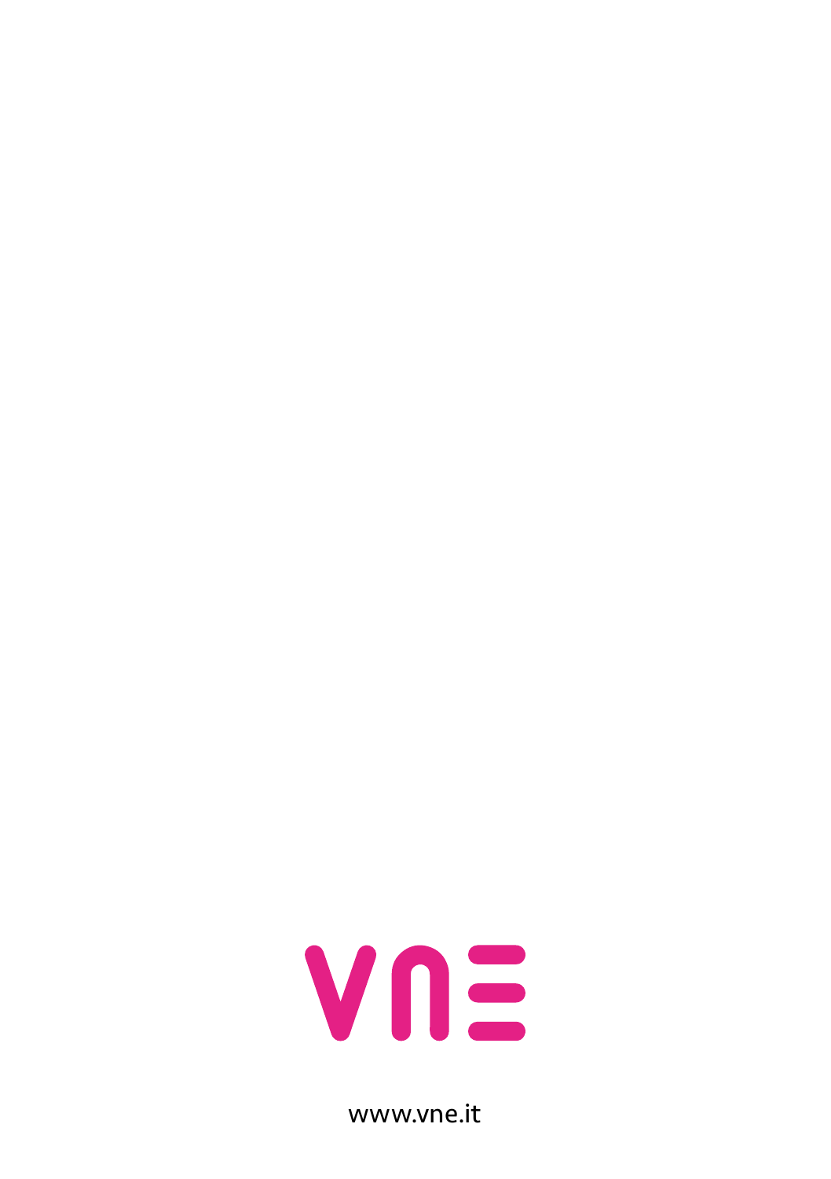VNE

www.vne.it